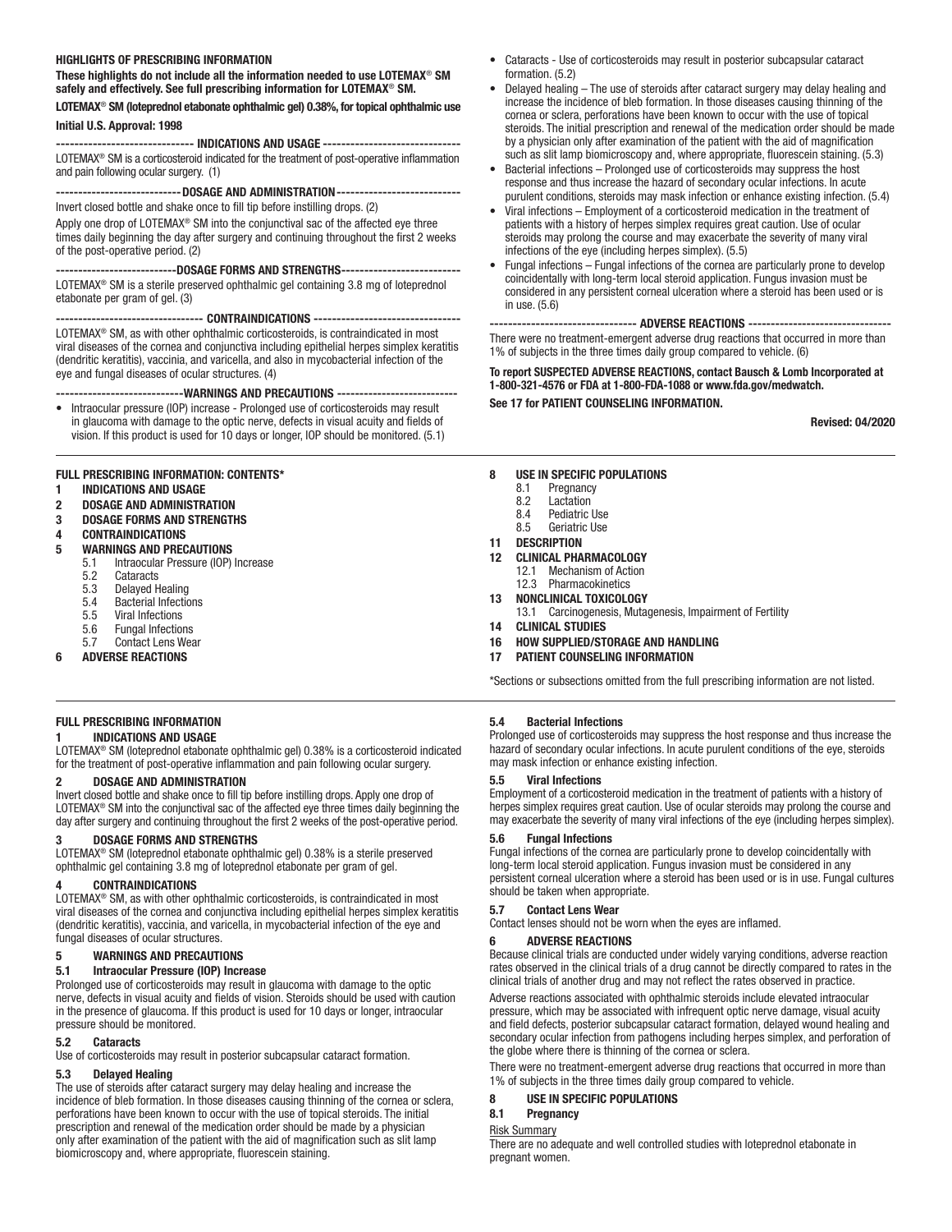## HIGHLIGHTS OF PRESCRIBING INFORMATION

**These highlights do not include all the information needed to use LOTEMAX® SM safely and effectively. See full prescribing information for LOTEMAX® SM.**

**LOTEMAX® SM (loteprednol etabonate ophthalmic gel) 0.38%, for topical ophthalmic use**

**Initial U.S. Approval: 1998**

**------------------------------ INDICATIONS AND USAGE ------------------------------**

LOTEMAX® SM is a corticosteroid indicated for the treatment of post-operative inflammation and pain following ocular surgery. (1)

**---------------------------DOSAGE AND ADMINISTRATION---------------------------**

Invert closed bottle and shake once to fill tip before instilling drops. (2)

Apply one drop of LOTEMAX® SM into the conjunctival sac of the affected eye three times daily beginning the day after surgery and continuing throughout the first 2 weeks of the post-operative period. (2)

**--------------------------DOSAGE FORMS AND STRENGTHS--------------------------**

LOTEMAX® SM is a sterile preserved ophthalmic gel containing 3.8 mg of loteprednol etabonate per gram of gel. (3)

**-------------------------------- CONTRAINDICATIONS --------------------------------**

LOTEMAX® SM, as with other ophthalmic corticosteroids, is contraindicated in most viral diseases of the cornea and conjunctiva including epithelial herpes simplex keratitis (dendritic keratitis), vaccinia, and varicella, and also in mycobacterial infection of the eye and fungal diseases of ocular structures. (4)

**---------------------------WARNINGS AND PRECAUTIONS ---------------------------**

- Intraocular pressure (IOP) increase - Prolonged use of corticosteroids may result in glaucoma with damage to the optic nerve, defects in visual acuity and fields of vision. If this product is used for 10 days or longer, IOP should be monitored. (5.1)
- Cataracts - Use of corticosteroids may result in posterior subcapsular cataract formation. (5.2)
- Delayed healing – The use of steroids after cataract surgery may delay healing and increase the incidence of bleb formation. In those diseases causing thinning of the cornea or sclera, perforations have been known to occur with the use of topical steroids. The initial prescription and renewal of the medication order should be made by a physician only after examination of the patient with the aid of magnification such as slit lamp biomicroscopy and, where appropriate, fluorescein staining. (5.3)
- Bacterial infections – Prolonged use of corticosteroids may suppress the host response and thus increase the hazard of secondary ocular infections. In acute purulent conditions, steroids may mask infection or enhance existing infection. (5.4)
- Viral infections – Employment of a corticosteroid medication in the treatment of patients with a history of herpes simplex requires great caution. Use of ocular steroids may prolong the course and may exacerbate the severity of many viral infections of the eye (including herpes simplex). (5.5)
- Fungal infections – Fungal infections of the cornea are particularly prone to develop coincidentally with long-term local steroid application. Fungus invasion must be considered in any persistent corneal ulceration where a steroid has been used or is in use. (5.6)

**-------------------------------- ADVERSE REACTIONS --------------------------------**

There were no treatment-emergent adverse drug reactions that occurred in more than 1% of subjects in the three times daily group compared to vehicle. (6)

**To report SUSPECTED ADVERSE REACTIONS, contact Bausch & Lomb Incorporated at 1-800-321-4576 or FDA at 1-800-FDA-1088 or www.fda.gov/medwatch.**

**See 17 for PATIENT COUNSELING INFORMATION.**

**Revised: 04/2020**

## FULL PRESCRIBING INFORMATION: CONTENTS*

**1 INDICATIONS AND USAGE**
**2 DOSAGE AND ADMINISTRATION**
**3 DOSAGE FORMS AND STRENGTHS**
**4 CONTRAINDICATIONS**
**5 WARNINGS AND PRECAUTIONS**
- 5.1 Intraocular Pressure (IOP) Increase
- 5.2 Cataracts
- 5.3 Delayed Healing
- 5.4 Bacterial Infections
- 5.5 Viral Infections
- 5.6 Fungal Infections
- 5.7 Contact Lens Wear

**6 ADVERSE REACTIONS**
**8 USE IN SPECIFIC POPULATIONS**
- 8.1 Pregnancy
- 8.2 Lactation
- 8.4 Pediatric Use
- 8.5 Geriatric Use

**11 DESCRIPTION**
**12 CLINICAL PHARMACOLOGY**
- 12.1 Mechanism of Action
- 12.3 Pharmacokinetics

**13 NONCLINICAL TOXICOLOGY**
- 13.1 Carcinogenesis, Mutagenesis, Impairment of Fertility

**14 CLINICAL STUDIES**
**16 HOW SUPPLIED/STORAGE AND HANDLING**
**17 PATIENT COUNSELING INFORMATION**

*Sections or subsections omitted from the full prescribing information are not listed.

## FULL PRESCRIBING INFORMATION

### 1 INDICATIONS AND USAGE

LOTEMAX® SM (loteprednol etabonate ophthalmic gel) 0.38% is a corticosteroid indicated for the treatment of post-operative inflammation and pain following ocular surgery.

### 2 DOSAGE AND ADMINISTRATION

Invert closed bottle and shake once to fill tip before instilling drops. Apply one drop of LOTEMAX® SM into the conjunctival sac of the affected eye three times daily beginning the day after surgery and continuing throughout the first 2 weeks of the post-operative period.

### 3 DOSAGE FORMS AND STRENGTHS

LOTEMAX® SM (loteprednol etabonate ophthalmic gel) 0.38% is a sterile preserved ophthalmic gel containing 3.8 mg of loteprednol etabonate per gram of gel.

### 4 CONTRAINDICATIONS

LOTEMAX® SM, as with other ophthalmic corticosteroids, is contraindicated in most viral diseases of the cornea and conjunctiva including epithelial herpes simplex keratitis (dendritic keratitis), vaccinia, and varicella, in mycobacterial infection of the eye and fungal diseases of ocular structures.

### 5 WARNINGS AND PRECAUTIONS

#### 5.1 Intraocular Pressure (IOP) Increase

Prolonged use of corticosteroids may result in glaucoma with damage to the optic nerve, defects in visual acuity and fields of vision. Steroids should be used with caution in the presence of glaucoma. If this product is used for 10 days or longer, intraocular pressure should be monitored.

#### 5.2 Cataracts

Use of corticosteroids may result in posterior subcapsular cataract formation.

#### 5.3 Delayed Healing

The use of steroids after cataract surgery may delay healing and increase the incidence of bleb formation. In those diseases causing thinning of the cornea or sclera, perforations have been known to occur with the use of topical steroids. The initial prescription and renewal of the medication order should be made by a physician only after examination of the patient with the aid of magnification such as slit lamp biomicroscopy and, where appropriate, fluorescein staining.

#### 5.4 Bacterial Infections

Prolonged use of corticosteroids may suppress the host response and thus increase the hazard of secondary ocular infections. In acute purulent conditions of the eye, steroids may mask infection or enhance existing infection.

#### 5.5 Viral Infections

Employment of a corticosteroid medication in the treatment of patients with a history of herpes simplex requires great caution. Use of ocular steroids may prolong the course and may exacerbate the severity of many viral infections of the eye (including herpes simplex).

#### 5.6 Fungal Infections

Fungal infections of the cornea are particularly prone to develop coincidentally with long-term local steroid application. Fungus invasion must be considered in any persistent corneal ulceration where a steroid has been used or is in use. Fungal cultures should be taken when appropriate.

#### 5.7 Contact Lens Wear

Contact lenses should not be worn when the eyes are inflamed.

### 6 ADVERSE REACTIONS

Because clinical trials are conducted under widely varying conditions, adverse reaction rates observed in the clinical trials of a drug cannot be directly compared to rates in the clinical trials of another drug and may not reflect the rates observed in practice.

Adverse reactions associated with ophthalmic steroids include elevated intraocular pressure, which may be associated with infrequent optic nerve damage, visual acuity and field defects, posterior subcapsular cataract formation, delayed wound healing and secondary ocular infection from pathogens including herpes simplex, and perforation of the globe where there is thinning of the cornea or sclera.

There were no treatment-emergent adverse drug reactions that occurred in more than 1% of subjects in the three times daily group compared to vehicle.

### 8 USE IN SPECIFIC POPULATIONS

#### 8.1 Pregnancy

Risk Summary

There are no adequate and well controlled studies with loteprednol etabonate in pregnant women.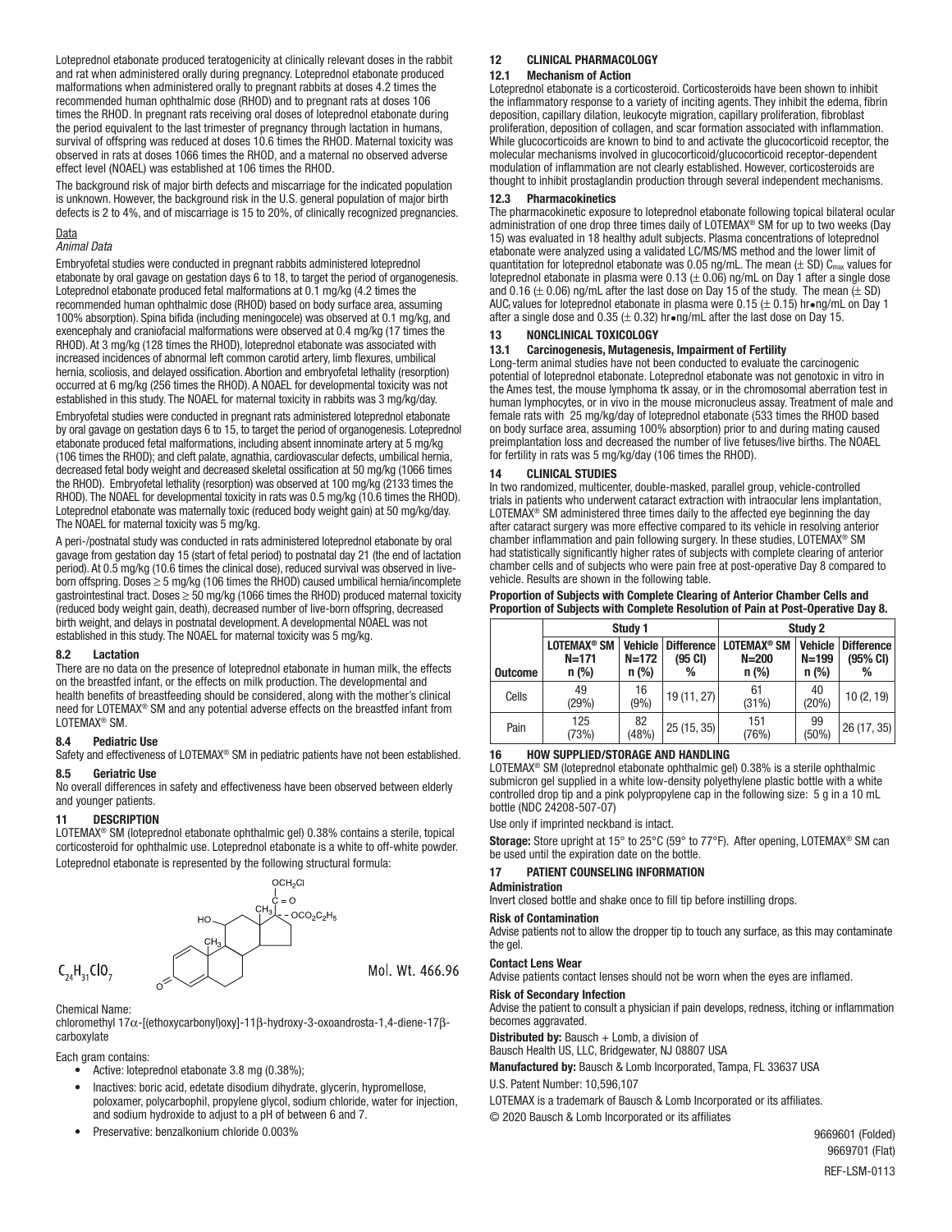Loteprednol etabonate produced teratogenicity at clinically relevant doses in the rabbit and rat when administered orally during pregnancy. Loteprednol etabonate produced malformations when administered orally to pregnant rabbits at doses 4.2 times the recommended human ophthalmic dose (RHOD) and to pregnant rats at doses 106 times the RHOD. In pregnant rats receiving oral doses of loteprednol etabonate during the period equivalent to the last trimester of pregnancy through lactation in humans, survival of offspring was reduced at doses 10.6 times the RHOD. Maternal toxicity was observed in rats at doses 1066 times the RHOD, and a maternal no observed adverse effect level (NOAEL) was established at 106 times the RHOD.

The background risk of major birth defects and miscarriage for the indicated population is unknown. However, the background risk in the U.S. general population of major birth defects is 2 to 4%, and of miscarriage is 15 to 20%, of clinically recognized pregnancies.

Data

*Animal Data*

Embryofetal studies were conducted in pregnant rabbits administered loteprednol etabonate by oral gavage on gestation days 6 to 18, to target the period of organogenesis. Loteprednol etabonate produced fetal malformations at 0.1 mg/kg (4.2 times the recommended human ophthalmic dose (RHOD) based on body surface area, assuming 100% absorption). Spina bifida (including meningocele) was observed at 0.1 mg/kg, and exencephaly and craniofacial malformations were observed at 0.4 mg/kg (17 times the RHOD). At 3 mg/kg (128 times the RHOD), loteprednol etabonate was associated with increased incidences of abnormal left common carotid artery, limb flexures, umbilical hernia, scoliosis, and delayed ossification. Abortion and embryofetal lethality (resorption) occurred at 6 mg/kg (256 times the RHOD). A NOAEL for developmental toxicity was not established in this study. The NOAEL for maternal toxicity in rabbits was 3 mg/kg/day.

Embryofetal studies were conducted in pregnant rats administered loteprednol etabonate by oral gavage on gestation days 6 to 15, to target the period of organogenesis. Loteprednol etabonate produced fetal malformations, including absent innominate artery at 5 mg/kg (106 times the RHOD); and cleft palate, agnathia, cardiovascular defects, umbilical hernia, decreased fetal body weight and decreased skeletal ossification at 50 mg/kg (1066 times the RHOD). Embryofetal lethality (resorption) was observed at 100 mg/kg (2133 times the RHOD). The NOAEL for developmental toxicity in rats was 0.5 mg/kg (10.6 times the RHOD). Loteprednol etabonate was maternally toxic (reduced body weight gain) at 50 mg/kg/day. The NOAEL for maternal toxicity was 5 mg/kg.

A peri-/postnatal study was conducted in rats administered loteprednol etabonate by oral gavage from gestation day 15 (start of fetal period) to postnatal day 21 (the end of lactation period). At 0.5 mg/kg (10.6 times the clinical dose), reduced survival was observed in live-born offspring. Doses ≥ 5 mg/kg (106 times the RHOD) caused umbilical hernia/incomplete gastrointestinal tract. Doses ≥ 50 mg/kg (1066 times the RHOD) produced maternal toxicity (reduced body weight gain, death), decreased number of live-born offspring, decreased birth weight, and delays in postnatal development. A developmental NOAEL was not established in this study. The NOAEL for maternal toxicity was 5 mg/kg.

### 8.2 Lactation

There are no data on the presence of loteprednol etabonate in human milk, the effects on the breastfed infant, or the effects on milk production. The developmental and health benefits of breastfeeding should be considered, along with the mother's clinical need for LOTEMAX® SM and any potential adverse effects on the breastfed infant from LOTEMAX® SM.

### 8.4 Pediatric Use

Safety and effectiveness of LOTEMAX® SM in pediatric patients have not been established.

### 8.5 Geriatric Use

No overall differences in safety and effectiveness have been observed between elderly and younger patients.

## 11 DESCRIPTION

LOTEMAX® SM (loteprednol etabonate ophthalmic gel) 0.38% contains a sterile, topical corticosteroid for ophthalmic use. Loteprednol etabonate is a white to off-white powder.

Loteprednol etabonate is represented by the following structural formula:

$C_{24}H_{31}ClO_7$ Mol. Wt. 466.96

Chemical Name:

chloromethyl 17α-[(ethoxycarbonyl)oxy]-11β-hydroxy-3-oxoandrosta-1,4-diene-17β-carboxylate

Each gram contains:

- Active: loteprednol etabonate 3.8 mg (0.38%);
- Inactives: boric acid, edetate disodium dihydrate, glycerin, hypromellose, poloxamer, polycarbophil, propylene glycol, sodium chloride, water for injection, and sodium hydroxide to adjust to a pH of between 6 and 7.
- Preservative: benzalkonium chloride 0.003%

## 12 CLINICAL PHARMACOLOGY

### 12.1 Mechanism of Action

Loteprednol etabonate is a corticosteroid. Corticosteroids have been shown to inhibit the inflammatory response to a variety of inciting agents. They inhibit the edema, fibrin deposition, capillary dilation, leukocyte migration, capillary proliferation, fibroblast proliferation, deposition of collagen, and scar formation associated with inflammation. While glucocorticoids are known to bind to and activate the glucocorticoid receptor, the molecular mechanisms involved in glucocorticoid/glucocorticoid receptor-dependent modulation of inflammation are not clearly established. However, corticosteroids are thought to inhibit prostaglandin production through several independent mechanisms.

### 12.3 Pharmacokinetics

The pharmacokinetic exposure to loteprednol etabonate following topical bilateral ocular administration of one drop three times daily of LOTEMAX® SM for up to two weeks (Day 15) was evaluated in 18 healthy adult subjects. Plasma concentrations of loteprednol etabonate were analyzed using a validated LC/MS/MS method and the lower limit of quantitation for loteprednol etabonate was 0.05 ng/mL. The mean (± SD) $C_{max}$ values for loteprednol etabonate in plasma were 0.13 (± 0.06) ng/mL on Day 1 after a single dose and 0.16 (± 0.06) ng/mL after the last dose on Day 15 of the study. The mean (± SD) $AUC_t$ values for loteprednol etabonate in plasma were 0.15 (± 0.15) hr•ng/mL on Day 1 after a single dose and 0.35 (± 0.32) hr•ng/mL after the last dose on Day 15.

## 13 NONCLINICAL TOXICOLOGY

### 13.1 Carcinogenesis, Mutagenesis, Impairment of Fertility

Long-term animal studies have not been conducted to evaluate the carcinogenic potential of loteprednol etabonate. Loteprednol etabonate was not genotoxic in vitro in the Ames test, the mouse lymphoma tk assay, or in the chromosomal aberration test in human lymphocytes, or in vivo in the mouse micronucleus assay. Treatment of male and female rats with 25 mg/kg/day of loteprednol etabonate (533 times the RHOD based on body surface area, assuming 100% absorption) prior to and during mating caused preimplantation loss and decreased the number of live fetuses/live births. The NOAEL for fertility in rats was 5 mg/kg/day (106 times the RHOD).

## 14 CLINICAL STUDIES

In two randomized, multicenter, double-masked, parallel group, vehicle-controlled trials in patients who underwent cataract extraction with intraocular lens implantation, LOTEMAX® SM administered three times daily to the affected eye beginning the day after cataract surgery was more effective compared to its vehicle in resolving anterior chamber inflammation and pain following surgery. In these studies, LOTEMAX® SM had statistically significantly higher rates of subjects with complete clearing of anterior chamber cells and of subjects who were pain free at post-operative Day 8 compared to vehicle. Results are shown in the following table.

**Proportion of Subjects with Complete Clearing of Anterior Chamber Cells and Proportion of Subjects with Complete Resolution of Pain at Post-Operative Day 8.**

| | Study 1 | | | Study 2 | | |
|---|---|---|---|---|---|---|
| **Outcome** | **LOTEMAX® SM N=171 n (%)** | **Vehicle N=172 n (%)** | **Difference (95 CI) %** | **LOTEMAX® SM N=200 n (%)** | **Vehicle N=199 n (%)** | **Difference (95% CI) %** |
| Cells | 49 (29%) | 16 (9%) | 19 (11, 27) | 61 (31%) | 40 (20%) | 10 (2, 19) |
| Pain | 125 (73%) | 82 (48%) | 25 (15, 35) | 151 (76%) | 99 (50%) | 26 (17, 35) |

## 16 HOW SUPPLIED/STORAGE AND HANDLING

LOTEMAX® SM (loteprednol etabonate ophthalmic gel) 0.38% is a sterile ophthalmic submicron gel supplied in a white low-density polyethylene plastic bottle with a white controlled drop tip and a pink polypropylene cap in the following size: 5 g in a 10 mL bottle (NDC 24208-507-07)

Use only if imprinted neckband is intact.

**Storage:** Store upright at 15° to 25°C (59° to 77°F). After opening, LOTEMAX® SM can be used until the expiration date on the bottle.

## 17 PATIENT COUNSELING INFORMATION

**Administration**

Invert closed bottle and shake once to fill tip before instilling drops.

**Risk of Contamination**

Advise patients not to allow the dropper tip to touch any surface, as this may contaminate the gel.

**Contact Lens Wear**

Advise patients contact lenses should not be worn when the eyes are inflamed.

**Risk of Secondary Infection**

Advise the patient to consult a physician if pain develops, redness, itching or inflammation becomes aggravated.

**Distributed by:** Bausch + Lomb, a division of
Bausch Health US, LLC, Bridgewater, NJ 08807 USA

**Manufactured by:** Bausch & Lomb Incorporated, Tampa, FL 33637 USA

U.S. Patent Number: 10,596,107

LOTEMAX is a trademark of Bausch & Lomb Incorporated or its affiliates.

© 2020 Bausch & Lomb Incorporated or its affiliates

9669601 (Folded)
9669701 (Flat)

REF-LSM-0113